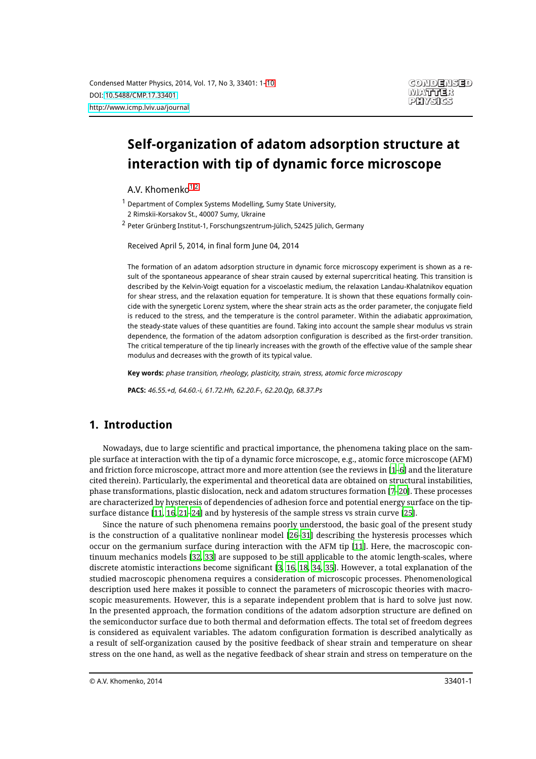# Self-organization of adatom adsorption structure at interaction with tip of dynamic force microscope

A.V. Khomenko[1,2]

[1] Department of Complex Systems Modelling, Sumy State University, 2 Rimskii-Korsakov St., 40007 Sumy, Ukraine

[2] Peter Grünberg Institut-1, Forschungszentrum-Jülich, 52425 Jülich, Germany

Received April 5, 2014, in final form June 04, 2014

The formation of an adatom adsorption structure in dynamic force microscopy experiment is shown as a result of the spontaneous appearance of shear strain caused by external supercritical heating. This transition is described by the Kelvin-Voigt equation for a viscoelastic medium, the relaxation Landau-Khalatnikov equation for shear stress, and the relaxation equation for temperature. It is shown that these equations formally coincide with the synergetic Lorenz system, where the shear strain acts as the order parameter, the conjugate field is reduced to the stress, and the temperature is the control parameter. Within the adiabatic approximation, the steady-state values of these quantities are found. Taking into account the sample shear modulus vs strain dependence, the formation of the adatom adsorption configuration is described as the first-order transition. The critical temperature of the tip linearly increases with the growth of the effective value of the sample shear modulus and decreases with the growth of its typical value.

**Key words:** *phase transition, rheology, plasticity, strain, stress, atomic force microscopy*

**PACS:** *46.55.+d, 64.60.-i, 61.72.Hh, 62.20.F-, 62.20.Qp, 68.37.Ps*

## 1. Introduction

Nowadays, due to large scientific and practical importance, the phenomena taking place on the sample surface at interaction with the tip of a dynamic force microscope, e.g., atomic force microscope (AFM) and friction force microscope, attract more and more attention (see the reviews in [1–6] and the literature cited therein). Particularly, the experimental and theoretical data are obtained on structural instabilities, phase transformations, plastic dislocation, neck and adatom structures formation [7–20]. These processes are characterized by hysteresis of dependencies of adhesion force and potential energy surface on the tip-surface distance [11, 16, 21–24] and by hysteresis of the sample stress vs strain curve [25].

Since the nature of such phenomena remains poorly understood, the basic goal of the present study is the construction of a qualitative nonlinear model [26–31] describing the hysteresis processes which occur on the germanium surface during interaction with the AFM tip [11]. Here, the macroscopic continuum mechanics models [32, 33] are supposed to be still applicable to the atomic length-scales, where discrete atomistic interactions become significant [3, 16, 18, 34, 35]. However, a total explanation of the studied macroscopic phenomena requires a consideration of microscopic processes. Phenomenological description used here makes it possible to connect the parameters of microscopic theories with macroscopic measurements. However, this is a separate independent problem that is hard to solve just now. In the presented approach, the formation conditions of the adatom adsorption structure are defined on the semiconductor surface due to both thermal and deformation effects. The total set of freedom degrees is considered as equivalent variables. The adatom configuration formation is described analytically as a result of self-organization caused by the positive feedback of shear strain and temperature on shear stress on the one hand, as well as the negative feedback of shear strain and stress on temperature on the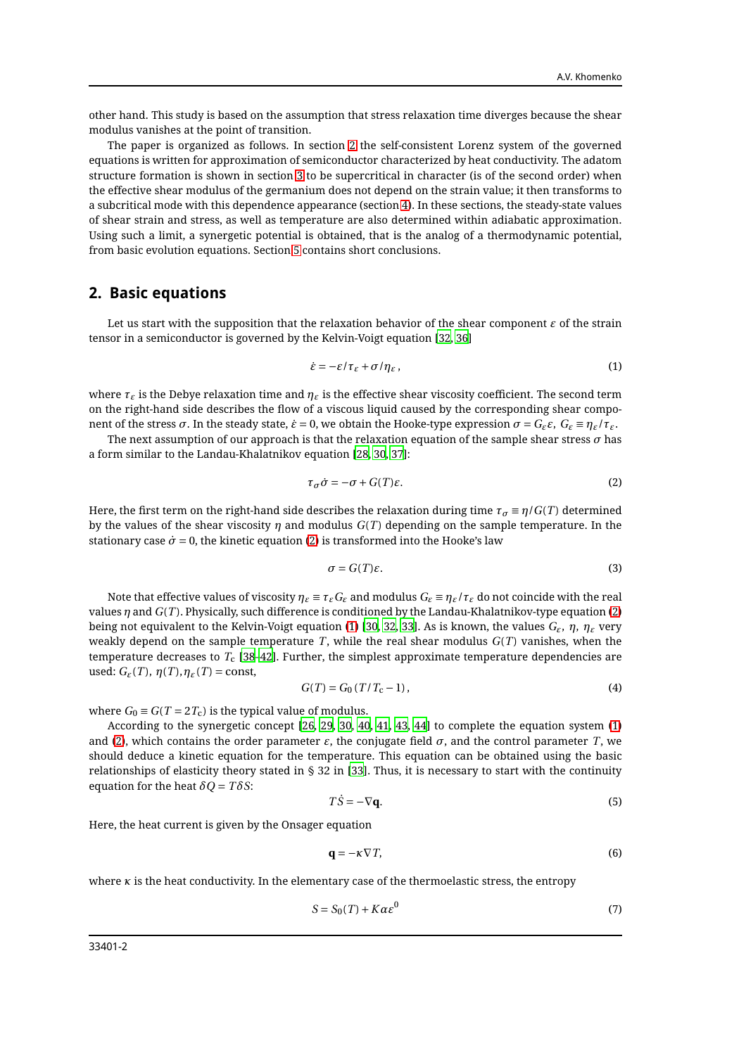other hand. This study is based on the assumption that stress relaxation time diverges because the shear modulus vanishes at the point of transition.

The paper is organized as follows. In section 2 the self-consistent Lorenz system of the governed equations is written for approximation of semiconductor characterized by heat conductivity. The adatom structure formation is shown in section 3 to be supercritical in character (is of the second order) when the effective shear modulus of the germanium does not depend on the strain value; it then transforms to a subcritical mode with this dependence appearance (section 4). In these sections, the steady-state values of shear strain and stress, as well as temperature are also determined within adiabatic approximation. Using such a limit, a synergetic potential is obtained, that is the analog of a thermodynamic potential, from basic evolution equations. Section 5 contains short conclusions.

## 2. Basic equations

Let us start with the supposition that the relaxation behavior of the shear component $\varepsilon$ of the strain tensor in a semiconductor is governed by the Kelvin-Voigt equation [32, 36]

$$\dot{\varepsilon} = -\varepsilon/\tau_{\varepsilon} + \sigma/\eta_{\varepsilon}\,, \tag{1}$$

where $\tau_{\varepsilon}$ is the Debye relaxation time and $\eta_{\varepsilon}$ is the effective shear viscosity coefficient. The second term on the right-hand side describes the flow of a viscous liquid caused by the corresponding shear component of the stress $\sigma$. In the steady state, $\dot{\varepsilon} = 0$, we obtain the Hooke-type expression $\sigma = G_{\varepsilon}\varepsilon,\ G_{\varepsilon} \equiv \eta_{\varepsilon}/\tau_{\varepsilon}$.

The next assumption of our approach is that the relaxation equation of the sample shear stress $\sigma$ has a form similar to the Landau-Khalatnikov equation [28, 30, 37]:

$$\tau_{\sigma}\dot{\sigma} = -\sigma + G(T)\varepsilon. \tag{2}$$

Here, the first term on the right-hand side describes the relaxation during time $\tau_{\sigma} \equiv \eta/G(T)$ determined by the values of the shear viscosity $\eta$ and modulus $G(T)$ depending on the sample temperature. In the stationary case $\dot{\sigma} = 0$, the kinetic equation (2) is transformed into the Hooke's law

$$\sigma = G(T)\varepsilon. \tag{3}$$

Note that effective values of viscosity $\eta_{\varepsilon} \equiv \tau_{\varepsilon}G_{\varepsilon}$ and modulus $G_{\varepsilon} \equiv \eta_{\varepsilon}/\tau_{\varepsilon}$ do not coincide with the real values $\eta$ and $G(T)$. Physically, such difference is conditioned by the Landau-Khalatnikov-type equation (2) being not equivalent to the Kelvin-Voigt equation (1) [30, 32, 33]. As is known, the values $G_{\varepsilon}$, $\eta$, $\eta_{\varepsilon}$ very weakly depend on the sample temperature $T$, while the real shear modulus $G(T)$ vanishes, when the temperature decreases to $T_{\mathrm{c}}$ [38–42]. Further, the simplest approximate temperature dependencies are used: $G_{\varepsilon}(T),\ \eta(T), \eta_{\varepsilon}(T) = \mathrm{const}$,

$$G(T) = G_0\,(T/T_{\mathrm{c}} - 1)\,, \tag{4}$$

where $G_0 \equiv G(T = 2T_{\mathrm{c}})$ is the typical value of modulus.

According to the synergetic concept [26, 29, 30, 40, 41, 43, 44] to complete the equation system (1) and (2), which contains the order parameter $\varepsilon$, the conjugate field $\sigma$, and the control parameter $T$, we should deduce a kinetic equation for the temperature. This equation can be obtained using the basic relationships of elasticity theory stated in § 32 in [33]. Thus, it is necessary to start with the continuity equation for the heat $\delta Q = T\delta S$:

$$T\dot{S} = -\nabla\mathbf{q}. \tag{5}$$

Here, the heat current is given by the Onsager equation

$$\mathbf{q} = -\kappa\nabla T, \tag{6}$$

where $\kappa$ is the heat conductivity. In the elementary case of the thermoelastic stress, the entropy

$$S = S_0(T) + K\alpha\varepsilon^0 \tag{7}$$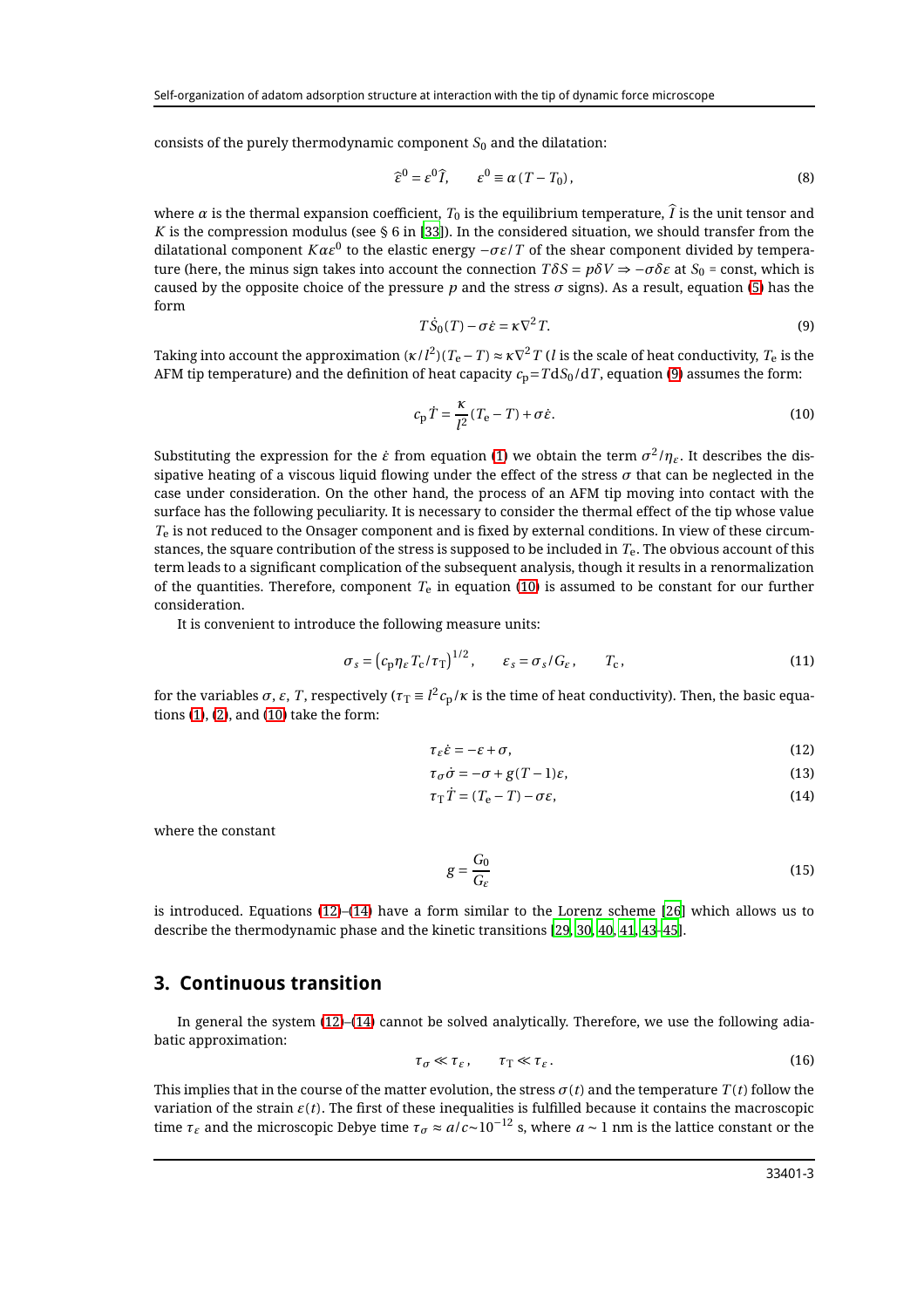consists of the purely thermodynamic component $S_0$ and the dilatation:

$$\hat{\varepsilon}^0 = \varepsilon^0 \hat{I}, \qquad \varepsilon^0 \equiv \alpha (T - T_0), \tag{8}$$

where $\alpha$ is the thermal expansion coefficient, $T_0$ is the equilibrium temperature, $\hat{I}$ is the unit tensor and $K$ is the compression modulus (see § 6 in [33]). In the considered situation, we should transfer from the dilatational component $K\alpha\varepsilon^0$ to the elastic energy $-\sigma\varepsilon/T$ of the shear component divided by temperature (here, the minus sign takes into account the connection $T\delta S = p\delta V \Rightarrow -\sigma\delta\varepsilon$ at $S_0$ = const, which is caused by the opposite choice of the pressure $p$ and the stress $\sigma$ signs). As a result, equation (5) has the form

$$T\dot{S}_0(T) - \sigma\dot{\varepsilon} = \kappa\nabla^2 T. \tag{9}$$

Taking into account the approximation $(\kappa/l^2)(T_\mathrm{e} - T) \approx \kappa\nabla^2 T$ ($l$ is the scale of heat conductivity, $T_\mathrm{e}$ is the AFM tip temperature) and the definition of heat capacity $c_\mathrm{p} = T\mathrm{d}S_0/\mathrm{d}T$, equation (9) assumes the form:

$$c_\mathrm{p}\dot{T} = \frac{\kappa}{l^2}(T_\mathrm{e} - T) + \sigma\dot{\varepsilon}. \tag{10}$$

Substituting the expression for the $\dot{\varepsilon}$ from equation (1) we obtain the term $\sigma^2/\eta_\varepsilon$. It describes the dissipative heating of a viscous liquid flowing under the effect of the stress $\sigma$ that can be neglected in the case under consideration. On the other hand, the process of an AFM tip moving into contact with the surface has the following peculiarity. It is necessary to consider the thermal effect of the tip whose value $T_\mathrm{e}$ is not reduced to the Onsager component and is fixed by external conditions. In view of these circumstances, the square contribution of the stress is supposed to be included in $T_\mathrm{e}$. The obvious account of this term leads to a significant complication of the subsequent analysis, though it results in a renormalization of the quantities. Therefore, component $T_\mathrm{e}$ in equation (10) is assumed to be constant for our further consideration.

It is convenient to introduce the following measure units:

$$\sigma_s = \left(c_\mathrm{p}\eta_\varepsilon T_\mathrm{c}/\tau_\mathrm{T}\right)^{1/2}, \qquad \varepsilon_s = \sigma_s/G_\varepsilon, \qquad T_\mathrm{c}, \tag{11}$$

for the variables $\sigma$, $\varepsilon$, $T$, respectively ($\tau_\mathrm{T} \equiv l^2 c_\mathrm{p}/\kappa$ is the time of heat conductivity). Then, the basic equations (1), (2), and (10) take the form:

$$\tau_\varepsilon\dot{\varepsilon} = -\varepsilon + \sigma, \tag{12}$$

$$\tau_\sigma\dot{\sigma} = -\sigma + g(T-1)\varepsilon, \tag{13}$$

$$\tau_\mathrm{T}\dot{T} = (T_\mathrm{e} - T) - \sigma\varepsilon, \tag{14}$$

where the constant

$$g = \frac{G_0}{G_\varepsilon} \tag{15}$$

is introduced. Equations (12)–(14) have a form similar to the Lorenz scheme [26] which allows us to describe the thermodynamic phase and the kinetic transitions [29, 30, 40, 41, 43–45].

## 3. Continuous transition

In general the system (12)–(14) cannot be solved analytically. Therefore, we use the following adiabatic approximation:

$$\tau_\sigma \ll \tau_\varepsilon, \qquad \tau_\mathrm{T} \ll \tau_\varepsilon. \tag{16}$$

This implies that in the course of the matter evolution, the stress $\sigma(t)$ and the temperature $T(t)$ follow the variation of the strain $\varepsilon(t)$. The first of these inequalities is fulfilled because it contains the macroscopic time $\tau_\varepsilon$ and the microscopic Debye time $\tau_\sigma \approx a/c \sim 10^{-12}$ s, where $a \sim 1$ nm is the lattice constant or the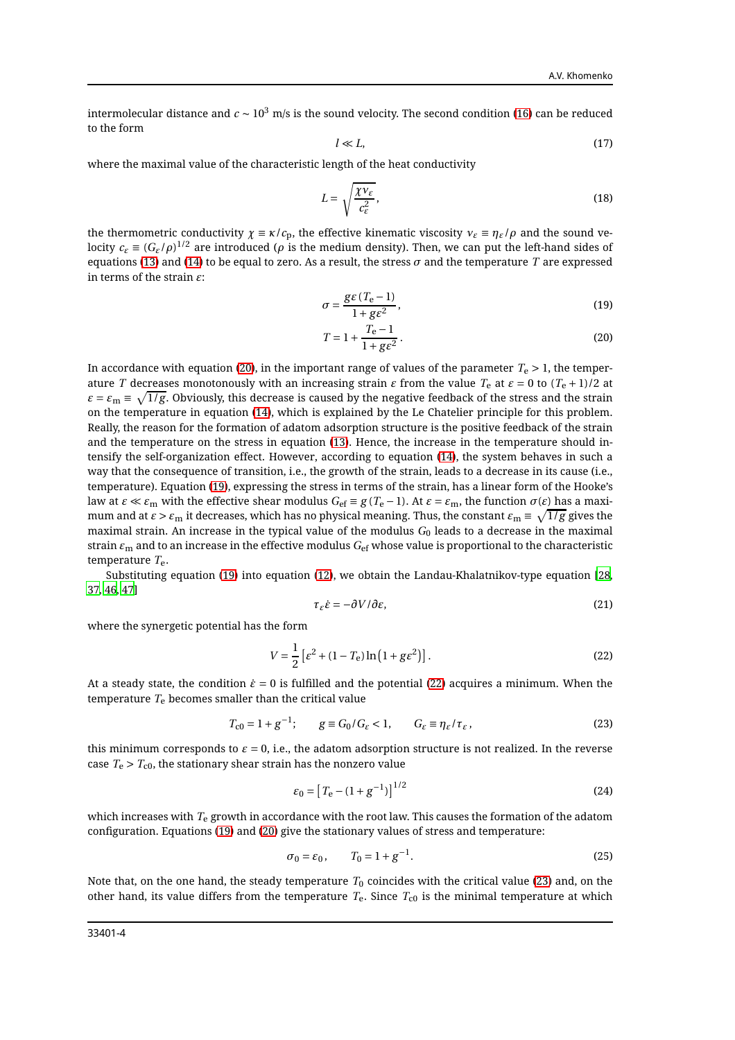intermolecular distance and $c \sim 10^3$ m/s is the sound velocity. The second condition (16) can be reduced to the form

$$l \ll L, \tag{17}$$

where the maximal value of the characteristic length of the heat conductivity

$$L = \sqrt{\frac{\chi \nu_\varepsilon}{c_\varepsilon^2}}, \tag{18}$$

the thermometric conductivity $\chi \equiv \kappa / c_\mathrm{p}$, the effective kinematic viscosity $\nu_\varepsilon \equiv \eta_\varepsilon/\rho$ and the sound velocity $c_\varepsilon \equiv (G_\varepsilon/\rho)^{1/2}$ are introduced ($\rho$ is the medium density). Then, we can put the left-hand sides of equations (13) and (14) to be equal to zero. As a result, the stress $\sigma$ and the temperature $T$ are expressed in terms of the strain $\varepsilon$:

$$\sigma = \frac{g\varepsilon (T_\mathrm{e}-1)}{1+g\varepsilon^2}, \tag{19}$$

$$T = 1 + \frac{T_\mathrm{e}-1}{1+g\varepsilon^2}. \tag{20}$$

In accordance with equation (20), in the important range of values of the parameter $T_\mathrm{e} > 1$, the temperature $T$ decreases monotonously with an increasing strain $\varepsilon$ from the value $T_\mathrm{e}$ at $\varepsilon = 0$ to $(T_\mathrm{e}+1)/2$ at $\varepsilon = \varepsilon_\mathrm{m} \equiv \sqrt{1/g}$. Obviously, this decrease is caused by the negative feedback of the stress and the strain on the temperature in equation (14), which is explained by the Le Chatelier principle for this problem. Really, the reason for the formation of adatom adsorption structure is the positive feedback of the strain and the temperature on the stress in equation (13). Hence, the increase in the temperature should intensify the self-organization effect. However, according to equation (14), the system behaves in such a way that the consequence of transition, i.e., the growth of the strain, leads to a decrease in its cause (i.e., temperature). Equation (19), expressing the stress in terms of the strain, has a linear form of the Hooke's law at $\varepsilon \ll \varepsilon_\mathrm{m}$ with the effective shear modulus $G_\mathrm{ef} \equiv g\,(T_\mathrm{e}-1)$. At $\varepsilon = \varepsilon_\mathrm{m}$, the function $\sigma(\varepsilon)$ has a maximum and at $\varepsilon > \varepsilon_\mathrm{m}$ it decreases, which has no physical meaning. Thus, the constant $\varepsilon_\mathrm{m} \equiv \sqrt{1/g}$ gives the maximal strain. An increase in the typical value of the modulus $G_0$ leads to a decrease in the maximal strain $\varepsilon_\mathrm{m}$ and to an increase in the effective modulus $G_\mathrm{ef}$ whose value is proportional to the characteristic temperature $T_\mathrm{e}$.

Substituting equation (19) into equation (12), we obtain the Landau-Khalatnikov-type equation [28, 37, 46, 47]

$$\tau_\varepsilon \dot{\varepsilon} = -\partial V / \partial \varepsilon, \tag{21}$$

where the synergetic potential has the form

$$V = \frac{1}{2}\left[\varepsilon^2 + (1-T_\mathrm{e})\ln\left(1+g\varepsilon^2\right)\right]. \tag{22}$$

At a steady state, the condition $\dot{\varepsilon} = 0$ is fulfilled and the potential (22) acquires a minimum. When the temperature $T_\mathrm{e}$ becomes smaller than the critical value

$$T_{\mathrm{c}0} = 1 + g^{-1}; \qquad g \equiv G_0/G_\varepsilon < 1, \qquad G_\varepsilon \equiv \eta_\varepsilon/\tau_\varepsilon, \tag{23}$$

this minimum corresponds to $\varepsilon = 0$, i.e., the adatom adsorption structure is not realized. In the reverse case $T_\mathrm{e} > T_{\mathrm{c}0}$, the stationary shear strain has the nonzero value

$$\varepsilon_0 = \left[T_\mathrm{e} - (1+g^{-1})\right]^{1/2} \tag{24}$$

which increases with $T_\mathrm{e}$ growth in accordance with the root law. This causes the formation of the adatom configuration. Equations (19) and (20) give the stationary values of stress and temperature:

$$\sigma_0 = \varepsilon_0, \qquad T_0 = 1 + g^{-1}. \tag{25}$$

Note that, on the one hand, the steady temperature $T_0$ coincides with the critical value (23) and, on the other hand, its value differs from the temperature $T_\mathrm{e}$. Since $T_{\mathrm{c}0}$ is the minimal temperature at which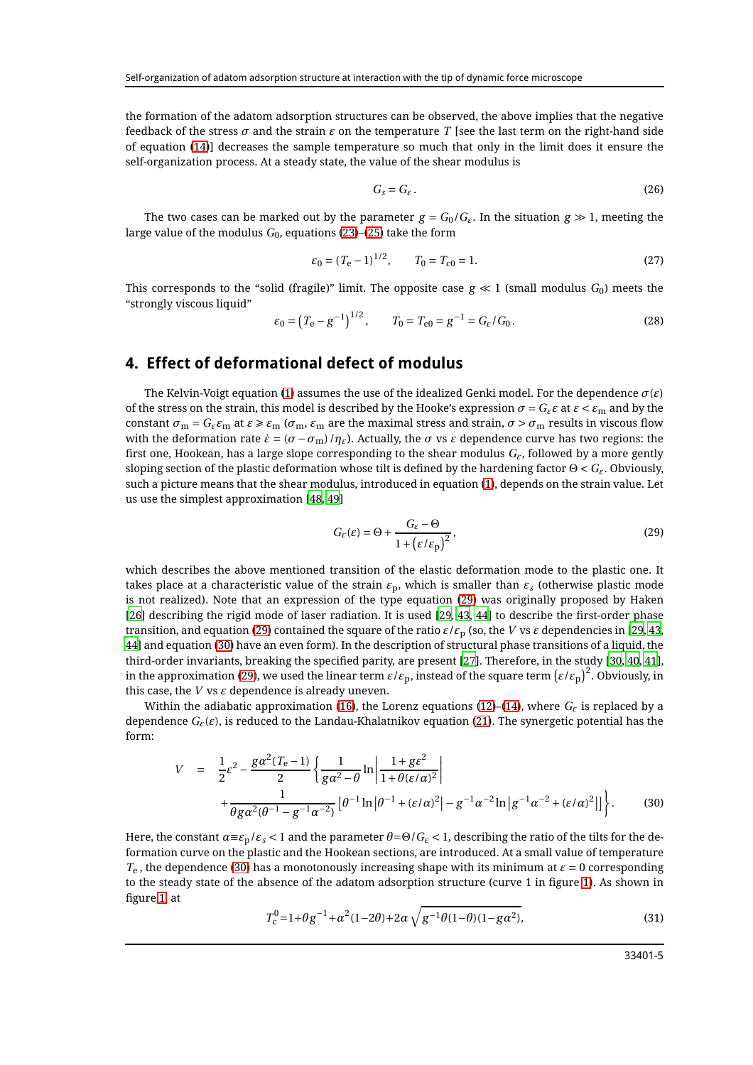the formation of the adatom adsorption structures can be observed, the above implies that the negative feedback of the stress $\sigma$ and the strain $\varepsilon$ on the temperature $T$ [see the last term on the right-hand side of equation (14)] decreases the sample temperature so much that only in the limit does it ensure the self-organization process. At a steady state, the value of the shear modulus is

$$G_s = G_\varepsilon . \tag{26}$$

The two cases can be marked out by the parameter $g = G_0/G_\varepsilon$. In the situation $g \gg 1$, meeting the large value of the modulus $G_0$, equations (23)–(25) take the form

$$\varepsilon_0 = (T_e - 1)^{1/2}, \qquad T_0 = T_{c0} = 1. \tag{27}$$

This corresponds to the "solid (fragile)" limit. The opposite case $g \ll 1$ (small modulus $G_0$) meets the "strongly viscous liquid"

$$\varepsilon_0 = \left(T_e - g^{-1}\right)^{1/2}, \qquad T_0 = T_{c0} = g^{-1} = G_\varepsilon/G_0 . \tag{28}$$

## 4. Effect of deformational defect of modulus

The Kelvin-Voigt equation (1) assumes the use of the idealized Genki model. For the dependence $\sigma(\varepsilon)$ of the stress on the strain, this model is described by the Hooke's expression $\sigma = G_\varepsilon \varepsilon$ at $\varepsilon < \varepsilon_m$ and by the constant $\sigma_m = G_\varepsilon \varepsilon_m$ at $\varepsilon \geqslant \varepsilon_m$ ($\sigma_m$, $\varepsilon_m$ are the maximal stress and strain, $\sigma > \sigma_m$ results in viscous flow with the deformation rate $\dot{\varepsilon} = (\sigma - \sigma_m)/\eta_\varepsilon$). Actually, the $\sigma$ vs $\varepsilon$ dependence curve has two regions: the first one, Hookean, has a large slope corresponding to the shear modulus $G_\varepsilon$, followed by a more gently sloping section of the plastic deformation whose tilt is defined by the hardening factor $\Theta < G_\varepsilon$. Obviously, such a picture means that the shear modulus, introduced in equation (1), depends on the strain value. Let us use the simplest approximation [48, 49]

$$G_\varepsilon(\varepsilon) = \Theta + \frac{G_\varepsilon - \Theta}{1 + \left(\varepsilon/\varepsilon_p\right)^2}, \tag{29}$$

which describes the above mentioned transition of the elastic deformation mode to the plastic one. It takes place at a characteristic value of the strain $\varepsilon_p$, which is smaller than $\varepsilon_s$ (otherwise plastic mode is not realized). Note that an expression of the type equation (29) was originally proposed by Haken [26] describing the rigid mode of laser radiation. It is used [29, 43, 44] to describe the first-order phase transition, and equation (29) contained the square of the ratio $\varepsilon/\varepsilon_p$ (so, the $V$ vs $\varepsilon$ dependencies in [29, 43, 44] and equation (30) have an even form). In the description of structural phase transitions of a liquid, the third-order invariants, breaking the specified parity, are present [27]. Therefore, in the study [30, 40, 41], in the approximation (29), we used the linear term $\varepsilon/\varepsilon_p$, instead of the square term $\left(\varepsilon/\varepsilon_p\right)^2$. Obviously, in this case, the $V$ vs $\varepsilon$ dependence is already uneven.

Within the adiabatic approximation (16), the Lorenz equations (12)–(14), where $G_\varepsilon$ is replaced by a dependence $G_\varepsilon(\varepsilon)$, is reduced to the Landau-Khalatnikov equation (21). The synergetic potential has the form:

$$\begin{aligned} V \;=\; & \frac{1}{2}\varepsilon^2 - \frac{g\alpha^2(T_e - 1)}{2}\left\{\frac{1}{g\alpha^2 - \theta}\ln\left|\frac{1 + g\varepsilon^2}{1 + \theta(\varepsilon/\alpha)^2}\right| \right. \\ & \left. + \frac{1}{\theta g\alpha^2(\theta^{-1} - g^{-1}\alpha^{-2})}\left[\theta^{-1}\ln\left|\theta^{-1} + (\varepsilon/\alpha)^2\right| - g^{-1}\alpha^{-2}\ln\left|g^{-1}\alpha^{-2} + (\varepsilon/\alpha)^2\right|\right]\right\}. \end{aligned} \tag{30}$$

Here, the constant $\alpha \equiv \varepsilon_p/\varepsilon_s < 1$ and the parameter $\theta = \Theta/G_\varepsilon < 1$, describing the ratio of the tilts for the deformation curve on the plastic and the Hookean sections, are introduced. At a small value of temperature $T_e$, the dependence (30) has a monotonously increasing shape with its minimum at $\varepsilon = 0$ corresponding to the steady state of the absence of the adatom adsorption structure (curve 1 in figure 1). As shown in figure 1, at

$$T_c^0 = 1 + \theta g^{-1} + \alpha^2(1 - 2\theta) + 2\alpha\sqrt{g^{-1}\theta(1-\theta)(1 - g\alpha^2)}, \tag{31}$$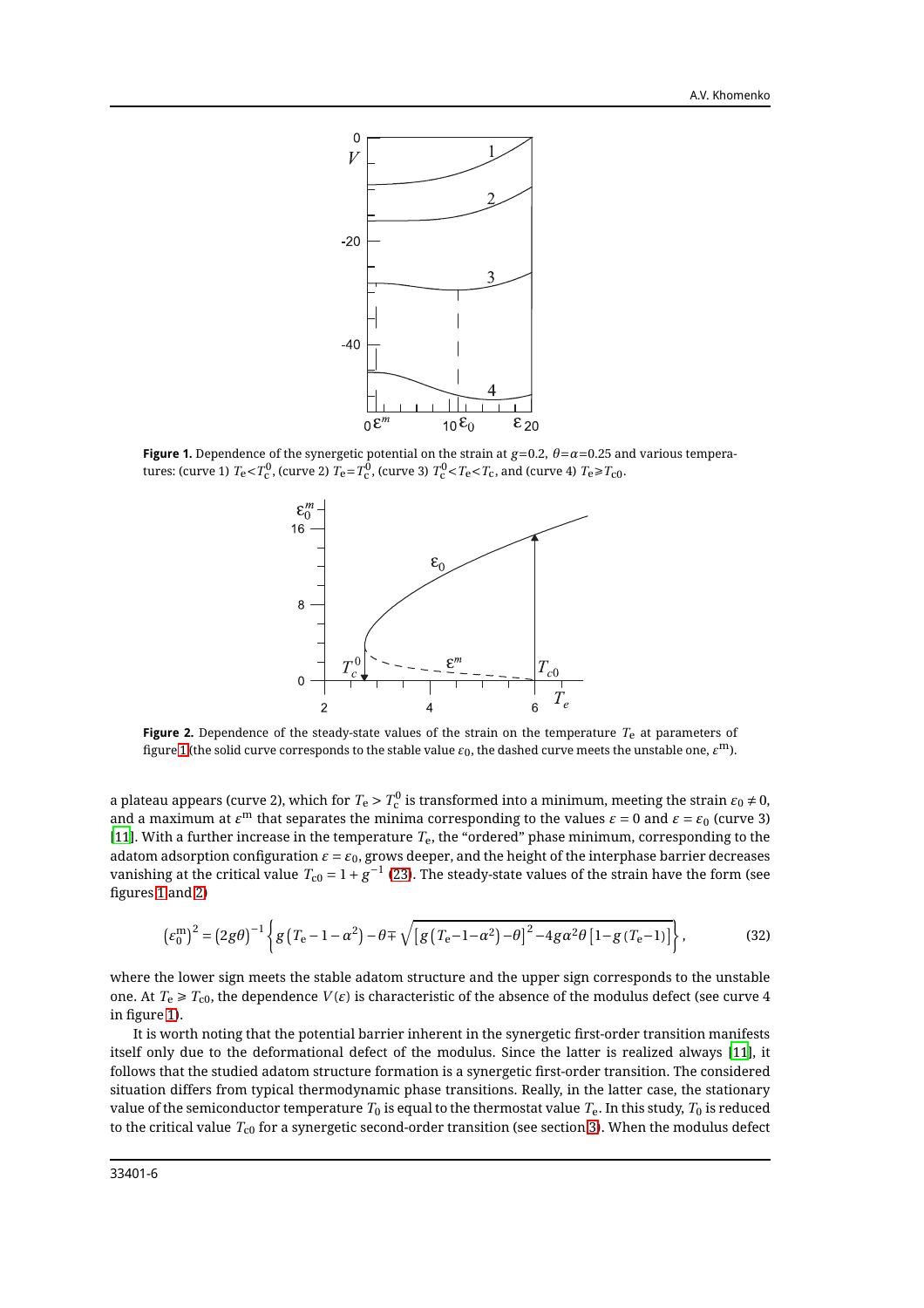**Figure 1.** Dependence of the synergetic potential on the strain at $g$=0.2, $\theta=\alpha$=0.25 and various temperatures: (curve 1) $T_\mathrm{e}<T_\mathrm{c}^0$, (curve 2) $T_\mathrm{e}=T_\mathrm{c}^0$, (curve 3) $T_\mathrm{c}^0<T_\mathrm{e}<T_\mathrm{c}$, and (curve 4) $T_\mathrm{e}\geqslant T_\mathrm{c0}$.

**Figure 2.** Dependence of the steady-state values of the strain on the temperature $T_\mathrm{e}$ at parameters of figure 1 (the solid curve corresponds to the stable value $\varepsilon_0$, the dashed curve meets the unstable one, $\varepsilon^\mathrm{m}$).

a plateau appears (curve 2), which for $T_\mathrm{e}>T_\mathrm{c}^0$ is transformed into a minimum, meeting the strain $\varepsilon_0\neq 0$, and a maximum at $\varepsilon^\mathrm{m}$ that separates the minima corresponding to the values $\varepsilon=0$ and $\varepsilon=\varepsilon_0$ (curve 3) [11]. With a further increase in the temperature $T_\mathrm{e}$, the "ordered" phase minimum, corresponding to the adatom adsorption configuration $\varepsilon=\varepsilon_0$, grows deeper, and the height of the interphase barrier decreases vanishing at the critical value $T_\mathrm{c0}=1+g^{-1}$ (23). The steady-state values of the strain have the form (see figures 1 and 2)

$$\left(\varepsilon_0^\mathrm{m}\right)^2=\left(2g\theta\right)^{-1}\left\{g\left(T_\mathrm{e}-1-\alpha^2\right)-\theta\mp\sqrt{\left[g\left(T_\mathrm{e}-1-\alpha^2\right)-\theta\right]^2-4g\alpha^2\theta\left[1-g\left(T_\mathrm{e}-1\right)\right]}\right\},\tag{32}$$

where the lower sign meets the stable adatom structure and the upper sign corresponds to the unstable one. At $T_\mathrm{e}\geqslant T_\mathrm{c0}$, the dependence $V(\varepsilon)$ is characteristic of the absence of the modulus defect (see curve 4 in figure 1).

It is worth noting that the potential barrier inherent in the synergetic first-order transition manifests itself only due to the deformational defect of the modulus. Since the latter is realized always [11], it follows that the studied adatom structure formation is a synergetic first-order transition. The considered situation differs from typical thermodynamic phase transitions. Really, in the latter case, the stationary value of the semiconductor temperature $T_0$ is equal to the thermostat value $T_\mathrm{e}$. In this study, $T_0$ is reduced to the critical value $T_\mathrm{c0}$ for a synergetic second-order transition (see section 3). When the modulus defect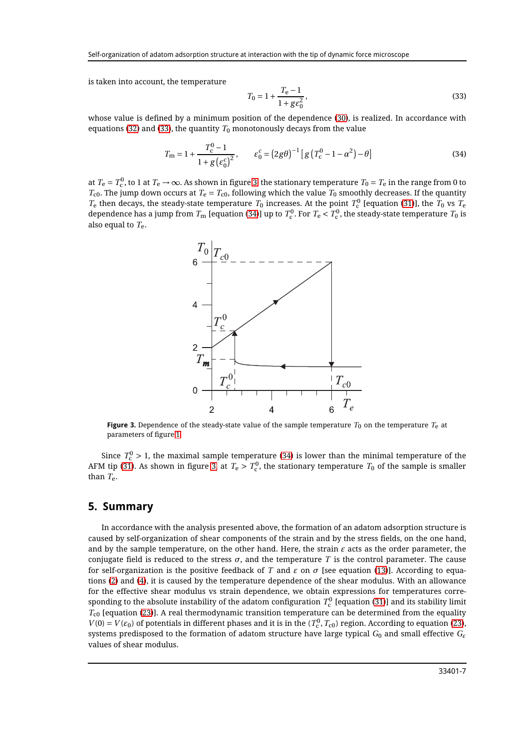is taken into account, the temperature

$$T_0 = 1 + \frac{T_e - 1}{1 + g\varepsilon_0^2}, \tag{33}$$

whose value is defined by a minimum position of the dependence (30), is realized. In accordance with equations (32) and (33), the quantity $T_0$ monotonously decays from the value

$$T_m = 1 + \frac{T_c^0 - 1}{1 + g\left(\varepsilon_0^c\right)^2}, \qquad \varepsilon_0^c = (2g\theta)^{-1}\left[g\left(T_c^0 - 1 - \alpha^2\right) - \theta\right] \tag{34}$$

at $T_e = T_c^0$, to 1 at $T_e \to \infty$. As shown in figure 3 the stationary temperature $T_0 = T_e$ in the range from 0 to $T_{c0}$. The jump down occurs at $T_e = T_{c0}$, following which the value $T_0$ smoothly decreases. If the quantity $T_e$ then decays, the steady-state temperature $T_0$ increases. At the point $T_c^0$ [equation (31)], the $T_0$ vs $T_e$ dependence has a jump from $T_m$ [equation (34)] up to $T_c^0$. For $T_e < T_c^0$, the steady-state temperature $T_0$ is also equal to $T_e$.

**Figure 3.** Dependence of the steady-state value of the sample temperature $T_0$ on the temperature $T_e$ at parameters of figure 1.

Since $T_c^0 > 1$, the maximal sample temperature (34) is lower than the minimal temperature of the AFM tip (31). As shown in figure 3, at $T_e > T_c^0$, the stationary temperature $T_0$ of the sample is smaller than $T_e$.

## 5. Summary

In accordance with the analysis presented above, the formation of an adatom adsorption structure is caused by self-organization of shear components of the strain and by the stress fields, on the one hand, and by the sample temperature, on the other hand. Here, the strain $\varepsilon$ acts as the order parameter, the conjugate field is reduced to the stress $\sigma$, and the temperature $T$ is the control parameter. The cause for self-organization is the positive feedback of $T$ and $\varepsilon$ on $\sigma$ [see equation (13)]. According to equations (2) and (4), it is caused by the temperature dependence of the shear modulus. With an allowance for the effective shear modulus vs strain dependence, we obtain expressions for temperatures corresponding to the absolute instability of the adatom configuration $T_c^0$ [equation (31)] and its stability limit $T_{c0}$ [equation (23)]. A real thermodynamic transition temperature can be determined from the equality $V(0) = V(\varepsilon_0)$ of potentials in different phases and it is in the $(T_c^0, T_{c0})$ region. According to equation (23), systems predisposed to the formation of adatom structure have large typical $G_0$ and small effective $G_\varepsilon$ values of shear modulus.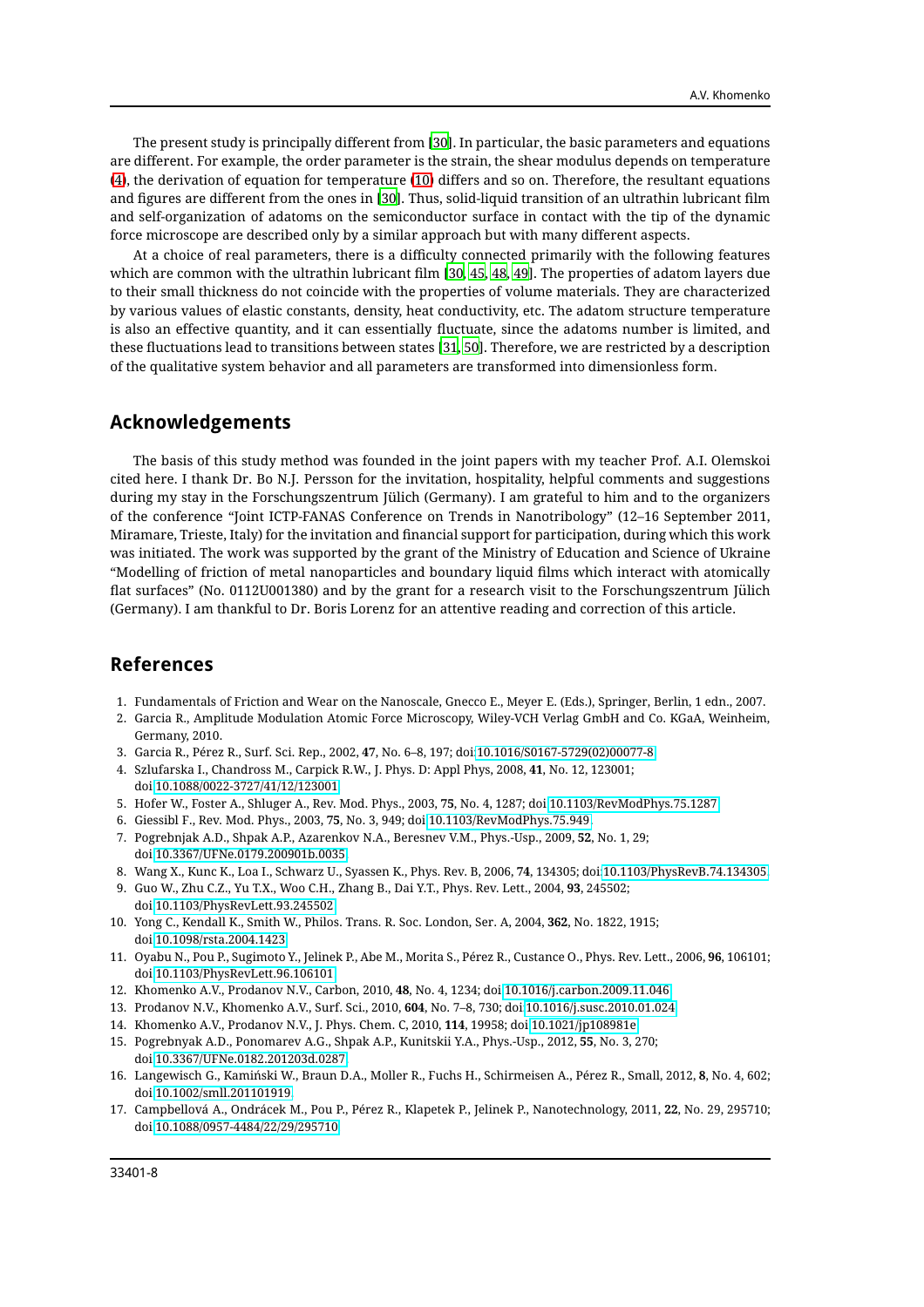The present study is principally different from [30]. In particular, the basic parameters and equations are different. For example, the order parameter is the strain, the shear modulus depends on temperature (4), the derivation of equation for temperature (10) differs and so on. Therefore, the resultant equations and figures are different from the ones in [30]. Thus, solid-liquid transition of an ultrathin lubricant film and self-organization of adatoms on the semiconductor surface in contact with the tip of the dynamic force microscope are described only by a similar approach but with many different aspects.

At a choice of real parameters, there is a difficulty connected primarily with the following features which are common with the ultrathin lubricant film [30, 45, 48, 49]. The properties of adatom layers due to their small thickness do not coincide with the properties of volume materials. They are characterized by various values of elastic constants, density, heat conductivity, etc. The adatom structure temperature is also an effective quantity, and it can essentially fluctuate, since the adatoms number is limited, and these fluctuations lead to transitions between states [31, 50]. Therefore, we are restricted by a description of the qualitative system behavior and all parameters are transformed into dimensionless form.

## Acknowledgements

The basis of this study method was founded in the joint papers with my teacher Prof. A.I. Olemskoi cited here. I thank Dr. Bo N.J. Persson for the invitation, hospitality, helpful comments and suggestions during my stay in the Forschungszentrum Jülich (Germany). I am grateful to him and to the organizers of the conference "Joint ICTP-FANAS Conference on Trends in Nanotribology" (12–16 September 2011, Miramare, Trieste, Italy) for the invitation and financial support for participation, during which this work was initiated. The work was supported by the grant of the Ministry of Education and Science of Ukraine "Modelling of friction of metal nanoparticles and boundary liquid films which interact with atomically flat surfaces" (No. 0112U001380) and by the grant for a research visit to the Forschungszentrum Jülich (Germany). I am thankful to Dr. Boris Lorenz for an attentive reading and correction of this article.

## References

1. Fundamentals of Friction and Wear on the Nanoscale, Gnecco E., Meyer E. (Eds.), Springer, Berlin, 1 edn., 2007.
2. Garcia R., Amplitude Modulation Atomic Force Microscopy, Wiley-VCH Verlag GmbH and Co. KGaA, Weinheim, Germany, 2010.
3. Garcia R., Pérez R., Surf. Sci. Rep., 2002, **47**, No. 6–8, 197; doi:10.1016/S0167-5729(02)00077-8.
4. Szlufarska I., Chandross M., Carpick R.W., J. Phys. D: Appl Phys, 2008, **41**, No. 12, 123001; doi:10.1088/0022-3727/41/12/123001.
5. Hofer W., Foster A., Shluger A., Rev. Mod. Phys., 2003, **75**, No. 4, 1287; doi:10.1103/RevModPhys.75.1287.
6. Giessibl F., Rev. Mod. Phys., 2003, **75**, No. 3, 949; doi:10.1103/RevModPhys.75.949.
7. Pogrebnjak A.D., Shpak A.P., Azarenkov N.A., Beresnev V.M., Phys.-Usp., 2009, **52**, No. 1, 29; doi:10.3367/UFNe.0179.200901b.0035.
8. Wang X., Kunc K., Loa I., Schwarz U., Syassen K., Phys. Rev. B, 2006, **74**, 134305; doi:10.1103/PhysRevB.74.134305.
9. Guo W., Zhu C.Z., Yu T.X., Woo C.H., Zhang B., Dai Y.T., Phys. Rev. Lett., 2004, **93**, 245502; doi:10.1103/PhysRevLett.93.245502.
10. Yong C., Kendall K., Smith W., Philos. Trans. R. Soc. London, Ser. A, 2004, **362**, No. 1822, 1915; doi:10.1098/rsta.2004.1423.
11. Oyabu N., Pou P., Sugimoto Y., Jelinek P., Abe M., Morita S., Pérez R., Custance O., Phys. Rev. Lett., 2006, **96**, 106101; doi:10.1103/PhysRevLett.96.106101.
12. Khomenko A.V., Prodanov N.V., Carbon, 2010, **48**, No. 4, 1234; doi:10.1016/j.carbon.2009.11.046.
13. Prodanov N.V., Khomenko A.V., Surf. Sci., 2010, **604**, No. 7–8, 730; doi:10.1016/j.susc.2010.01.024.
14. Khomenko A.V., Prodanov N.V., J. Phys. Chem. C, 2010, **114**, 19958; doi:10.1021/jp108981e.
15. Pogrebnyak A.D., Ponomarev A.G., Shpak A.P., Kunitskii Y.A., Phys.-Usp., 2012, **55**, No. 3, 270; doi:10.3367/UFNe.0182.201203d.0287.
16. Langewisch G., Kamiński W., Braun D.A., Moller R., Fuchs H., Schirmeisen A., Pérez R., Small, 2012, **8**, No. 4, 602; doi:10.1002/smll.201101919.
17. Campbellová A., Ondrácek M., Pou P., Pérez R., Klapetek P., Jelinek P., Nanotechnology, 2011, **22**, No. 29, 295710; doi:10.1088/0957-4484/22/29/295710.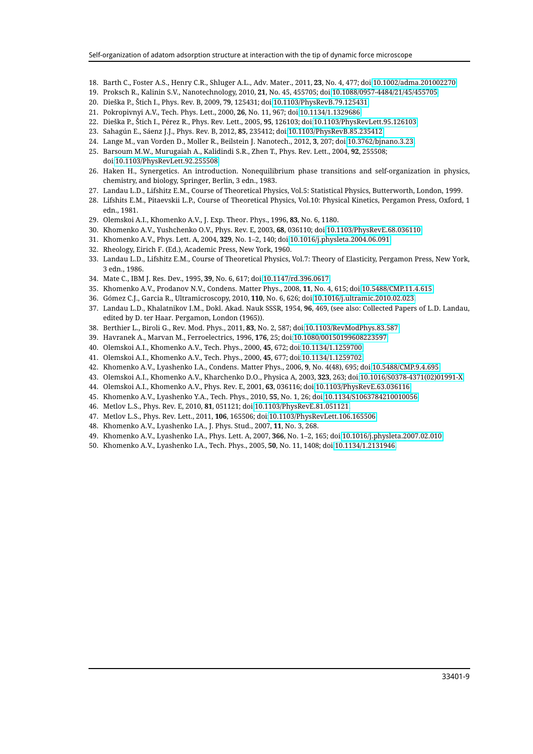18. Barth C., Foster A.S., Henry C.R., Shluger A.L., Adv. Mater., 2011, **23**, No. 4, 477; doi:10.1002/adma.201002270
19. Proksch R., Kalinin S.V., Nanotechnology, 2010, **21**, No. 45, 455705; doi:10.1088/0957-4484/21/45/455705
20. Dieška P., Štich I., Phys. Rev. B, 2009, **79**, 125431; doi:10.1103/PhysRevB.79.125431
21. Pokropivnyi A.V., Tech. Phys. Lett., 2000, **26**, No. 11, 967; doi:10.1134/1.1329686
22. Dieška P., Štich I., Pérez R., Phys. Rev. Lett., 2005, **95**, 126103; doi:10.1103/PhysRevLett.95.126103
23. Sahagún E., Sáenz J.J., Phys. Rev. B, 2012, **85**, 235412; doi:10.1103/PhysRevB.85.235412
24. Lange M., van Vorden D., Moller R., Beilstein J. Nanotech., 2012, **3**, 207; doi:10.3762/bjnano.3.23
25. Barsoum M.W., Murugaiah A., Kalidindi S.R., Zhen T., Phys. Rev. Lett., 2004, **92**, 255508; doi:10.1103/PhysRevLett.92.255508
26. Haken H., Synergetics. An introduction. Nonequilibrium phase transitions and self-organization in physics, chemistry, and biology, Springer, Berlin, 3 edn., 1983.
27. Landau L.D., Lifshitz E.M., Course of Theoretical Physics, Vol.5: Statistical Physics, Butterworth, London, 1999.
28. Lifshits E.M., Pitaevskii L.P., Course of Theoretical Physics, Vol.10: Physical Kinetics, Pergamon Press, Oxford, 1 edn., 1981.
29. Olemskoi A.I., Khomenko A.V., J. Exp. Theor. Phys., 1996, **83**, No. 6, 1180.
30. Khomenko A.V., Yushchenko O.V., Phys. Rev. E, 2003, **68**, 036110; doi:10.1103/PhysRevE.68.036110
31. Khomenko A.V., Phys. Lett. A, 2004, **329**, No. 1–2, 140; doi:10.1016/j.physleta.2004.06.091
32. Rheology, Eirich F. (Ed.), Academic Press, New York, 1960.
33. Landau L.D., Lifshitz E.M., Course of Theoretical Physics, Vol.7: Theory of Elasticity, Pergamon Press, New York, 3 edn., 1986.
34. Mate C., IBM J. Res. Dev., 1995, **39**, No. 6, 617; doi:10.1147/rd.396.0617
35. Khomenko A.V., Prodanov N.V., Condens. Matter Phys., 2008, **11**, No. 4, 615; doi:10.5488/CMP.11.4.615
36. Gómez C.J., Garcia R., Ultramicroscopy, 2010, **110**, No. 6, 626; doi:10.1016/j.ultramic.2010.02.023.
37. Landau L.D., Khalatnikov I.M., Dokl. Akad. Nauk SSSR, 1954, **96**, 469, (see also: Collected Papers of L.D. Landau, edited by D. ter Haar. Pergamon, London (1965)).
38. Berthier L., Biroli G., Rev. Mod. Phys., 2011, **83**, No. 2, 587; doi:10.1103/RevModPhys.83.587
39. Havranek A., Marvan M., Ferroelectrics, 1996, **176**, 25; doi:10.1080/00150199608223597
40. Olemskoi A.I., Khomenko A.V., Tech. Phys., 2000, **45**, 672; doi:10.1134/1.1259700
41. Olemskoi A.I., Khomenko A.V., Tech. Phys., 2000, **45**, 677; doi:10.1134/1.1259702
42. Khomenko A.V., Lyashenko I.A., Condens. Matter Phys., 2006, **9**, No. 4(48), 695; doi:10.5488/CMP.9.4.695
43. Olemskoi A.I., Khomenko A.V., Kharchenko D.O., Physica A, 2003, **323**, 263; doi:10.1016/S0378-4371(02)01991-X
44. Olemskoi A.I., Khomenko A.V., Phys. Rev. E, 2001, **63**, 036116; doi:10.1103/PhysRevE.63.036116
45. Khomenko A.V., Lyashenko Y.A., Tech. Phys., 2010, **55**, No. 1, 26; doi:10.1134/S1063784210010056
46. Metlov L.S., Phys. Rev. E, 2010, **81**, 051121; doi:10.1103/PhysRevE.81.051121
47. Metlov L.S., Phys. Rev. Lett., 2011, **106**, 165506; doi:10.1103/PhysRevLett.106.165506
48. Khomenko A.V., Lyashenko I.A., J. Phys. Stud., 2007, **11**, No. 3, 268.
49. Khomenko A.V., Lyashenko I.A., Phys. Lett. A, 2007, **366**, No. 1–2, 165; doi:10.1016/j.physleta.2007.02.010
50. Khomenko A.V., Lyashenko I.A., Tech. Phys., 2005, **50**, No. 11, 1408; doi:10.1134/1.2131946.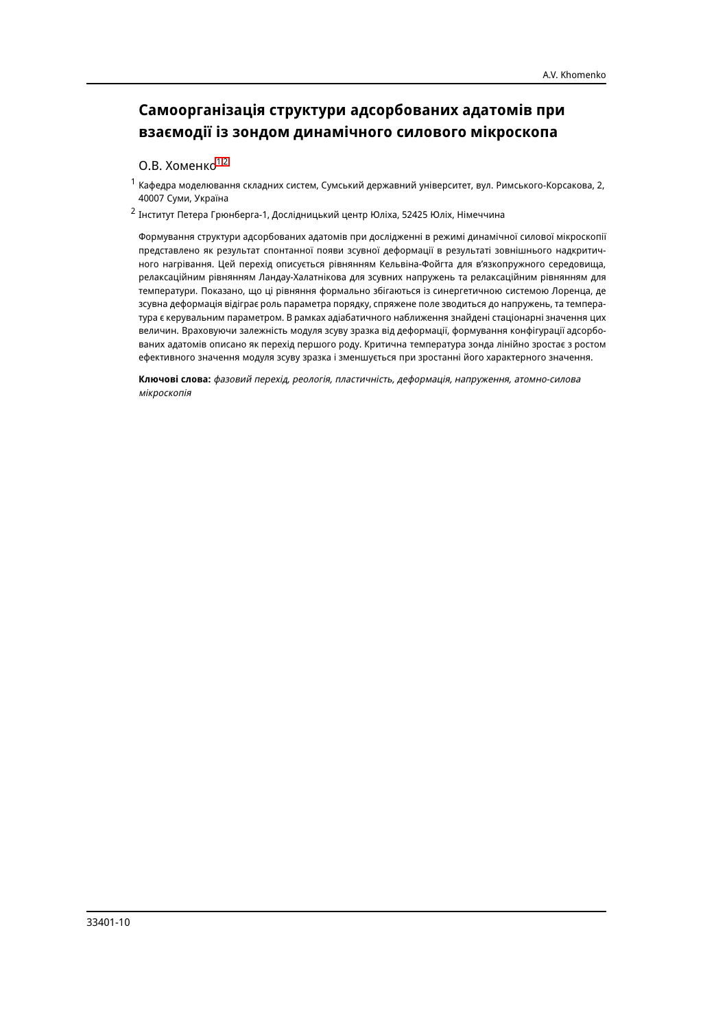# Самоорганізація структури адсорбованих адатомів при взаємодії із зондом динамічного силового мікроскопа

О.В. Хоменко[1,2]

[1] Кафедра моделювання складних систем, Сумський державний університет, вул. Римського-Корсакова, 2, 40007 Суми, Україна

[2] Інститут Петера Грюнберга-1, Дослідницький центр Юліха, 52425 Юліх, Німеччина

Формування структури адсорбованих адатомів при дослідженні в режимі динамічної силової мікроскопії представлено як результат спонтанної появи зсувної деформації в результаті зовнішнього надкритичного нагрівання. Цей перехід описується рівнянням Кельвіна-Фойгта для в'язкопружного середовища, релаксаційним рівнянням Ландау-Халатнікова для зсувних напружень та релаксаційним рівнянням для температури. Показано, що ці рівняння формально збігаються із синергетичною системою Лоренца, де зсувна деформація відіграє роль параметра порядку, спряжене поле зводиться до напружень, та температура є керувальним параметром. В рамках адіабатичного наближення знайдені стаціонарні значення цих величин. Враховуючи залежність модуля зсуву зразка від деформації, формування конфігурації адсорбованих адатомів описано як перехід першого роду. Критична температура зонда лінійно зростає з ростом ефективного значення модуля зсуву зразка і зменшується при зростанні його характерного значення.

**Ключові слова:** *фазовий перехід, реологія, пластичність, деформація, напруження, атомно-силова мікроскопія*